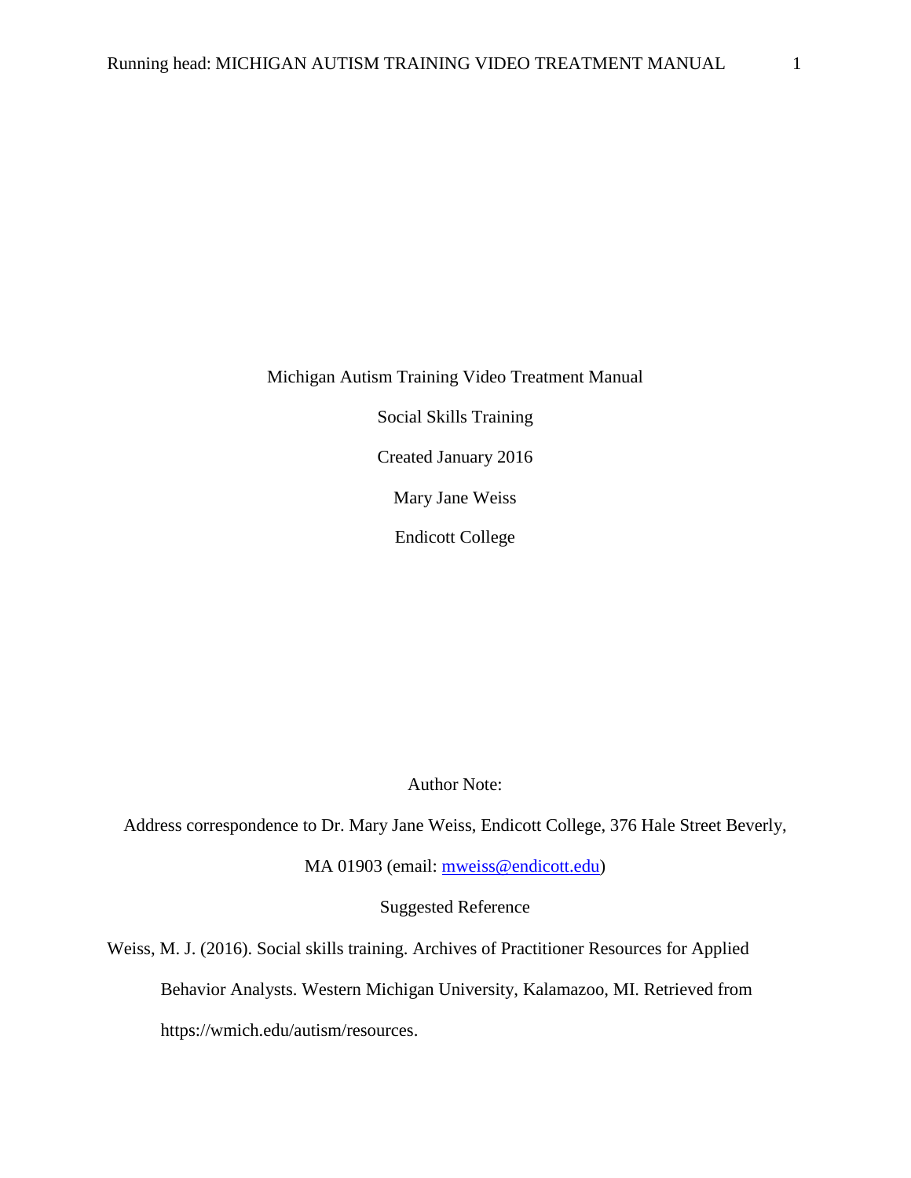# Michigan Autism Training Video Treatment Manual

Social Skills Training

Created January 2016

Mary Jane Weiss

Endicott College

Author Note:

Address correspondence to Dr. Mary Jane Weiss, Endicott College, 376 Hale Street Beverly, MA 01903 (email: mweiss@endicott.edu)

Suggested Reference

Weiss, M. J. (2016). Social skills training. Archives of Practitioner Resources for Applied Behavior Analysts. Western Michigan University, Kalamazoo, MI. Retrieved from https://wmich.edu/autism/resources.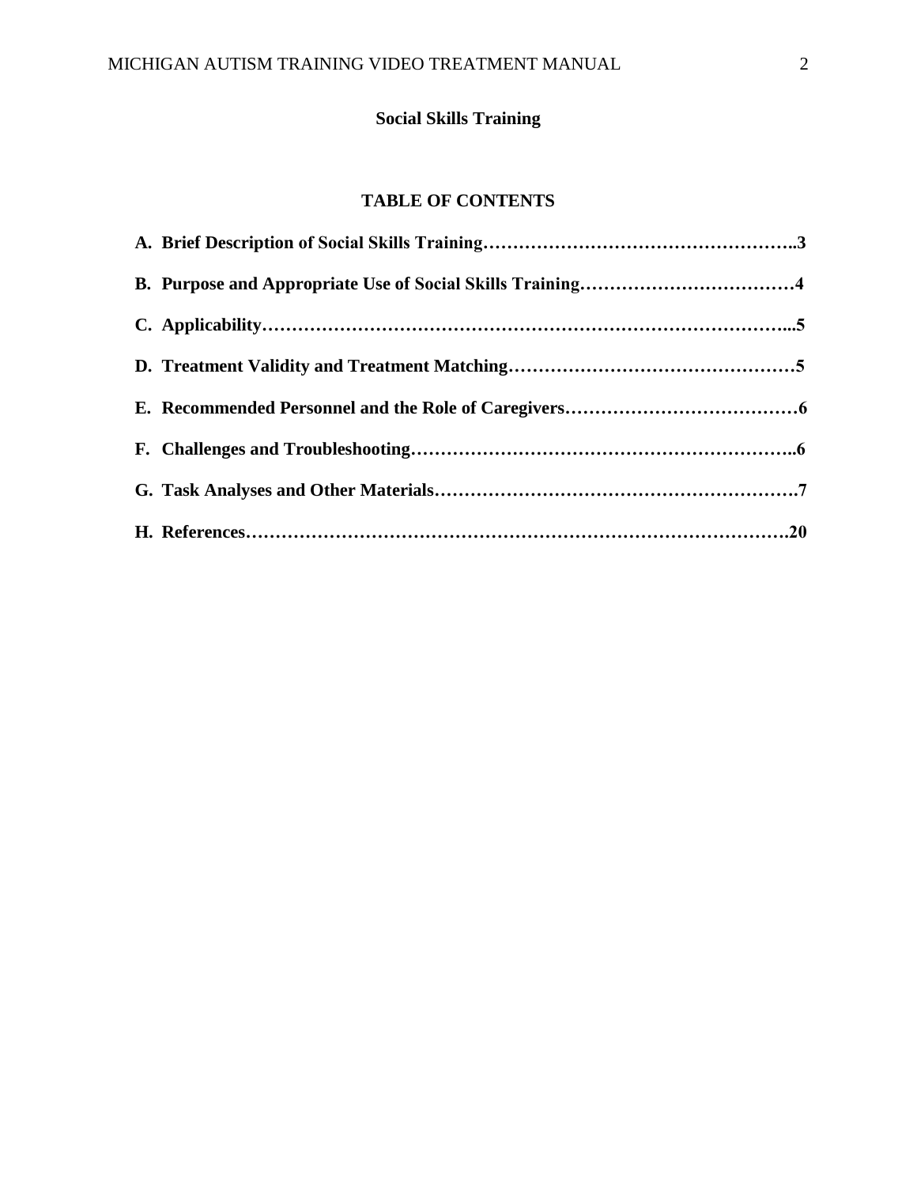**Social Skills Training**

**TABLE OF CONTENTS**

**A. Brief Description of Social Skills Training……………………………………………..3**

**B. Purpose and Appropriate Use of Social Skills Training………………………………4**

**C. Applicability………………………………………………………………………...5**

**D. Treatment Validity and Treatment Matching…………………………………………5**

**E. Recommended Personnel and the Role of Caregivers…………………………………6**

**F. Challenges and Troubleshooting……………………………………………………..6**

**G. Task Analyses and Other Materials………………………………………………….7**

**H. References…………………………………………………………………………….20**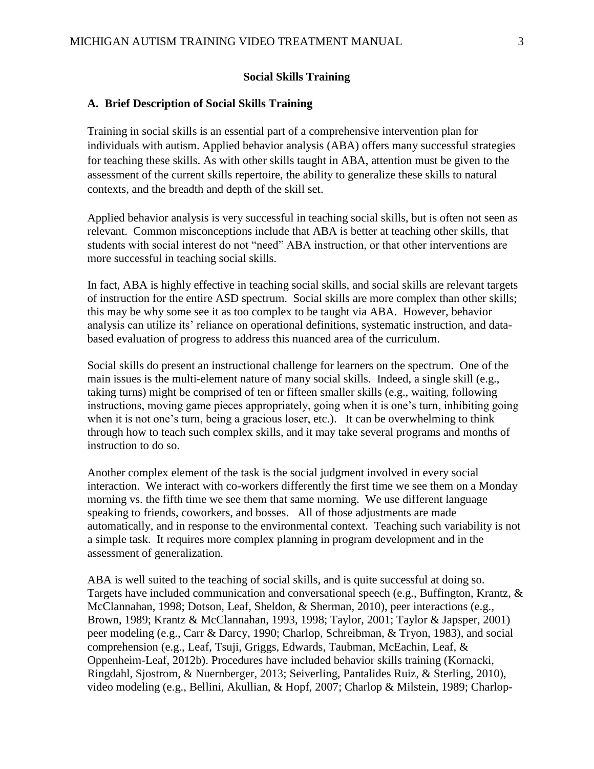## Social Skills Training

### A. Brief Description of Social Skills Training

Training in social skills is an essential part of a comprehensive intervention plan for individuals with autism. Applied behavior analysis (ABA) offers many successful strategies for teaching these skills. As with other skills taught in ABA, attention must be given to the assessment of the current skills repertoire, the ability to generalize these skills to natural contexts, and the breadth and depth of the skill set.

Applied behavior analysis is very successful in teaching social skills, but is often not seen as relevant. Common misconceptions include that ABA is better at teaching other skills, that students with social interest do not "need" ABA instruction, or that other interventions are more successful in teaching social skills.

In fact, ABA is highly effective in teaching social skills, and social skills are relevant targets of instruction for the entire ASD spectrum. Social skills are more complex than other skills; this may be why some see it as too complex to be taught via ABA. However, behavior analysis can utilize its' reliance on operational definitions, systematic instruction, and data-based evaluation of progress to address this nuanced area of the curriculum.

Social skills do present an instructional challenge for learners on the spectrum. One of the main issues is the multi-element nature of many social skills. Indeed, a single skill (e.g., taking turns) might be comprised of ten or fifteen smaller skills (e.g., waiting, following instructions, moving game pieces appropriately, going when it is one's turn, inhibiting going when it is not one's turn, being a gracious loser, etc.). It can be overwhelming to think through how to teach such complex skills, and it may take several programs and months of instruction to do so.

Another complex element of the task is the social judgment involved in every social interaction. We interact with co-workers differently the first time we see them on a Monday morning vs. the fifth time we see them that same morning. We use different language speaking to friends, coworkers, and bosses. All of those adjustments are made automatically, and in response to the environmental context. Teaching such variability is not a simple task. It requires more complex planning in program development and in the assessment of generalization.

ABA is well suited to the teaching of social skills, and is quite successful at doing so. Targets have included communication and conversational speech (e.g., Buffington, Krantz, & McClannahan, 1998; Dotson, Leaf, Sheldon, & Sherman, 2010), peer interactions (e.g., Brown, 1989; Krantz & McClannahan, 1993, 1998; Taylor, 2001; Taylor & Japsper, 2001) peer modeling (e.g., Carr & Darcy, 1990; Charlop, Schreibman, & Tryon, 1983), and social comprehension (e.g., Leaf, Tsuji, Griggs, Edwards, Taubman, McEachin, Leaf, & Oppenheim-Leaf, 2012b). Procedures have included behavior skills training (Kornacki, Ringdahl, Sjostrom, & Nuernberger, 2013; Seiverling, Pantalides Ruiz, & Sterling, 2010), video modeling (e.g., Bellini, Akullian, & Hopf, 2007; Charlop & Milstein, 1989; Charlop-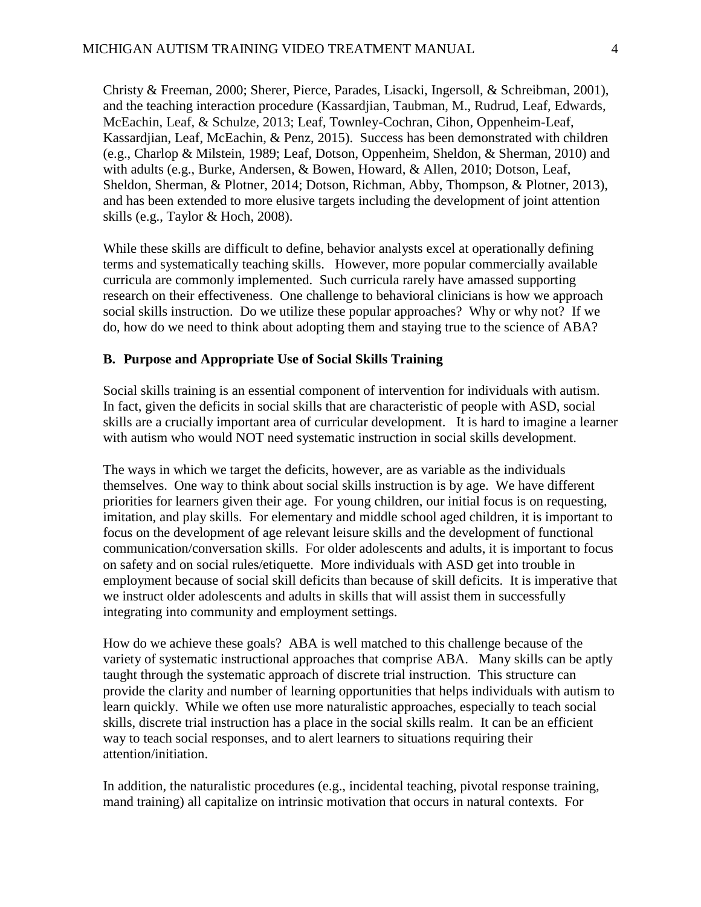Christy & Freeman, 2000; Sherer, Pierce, Parades, Lisacki, Ingersoll, & Schreibman, 2001), and the teaching interaction procedure (Kassardjian, Taubman, M., Rudrud, Leaf, Edwards, McEachin, Leaf, & Schulze, 2013; Leaf, Townley-Cochran, Cihon, Oppenheim-Leaf, Kassardjian, Leaf, McEachin, & Penz, 2015). Success has been demonstrated with children (e.g., Charlop & Milstein, 1989; Leaf, Dotson, Oppenheim, Sheldon, & Sherman, 2010) and with adults (e.g., Burke, Andersen, & Bowen, Howard, & Allen, 2010; Dotson, Leaf, Sheldon, Sherman, & Plotner, 2014; Dotson, Richman, Abby, Thompson, & Plotner, 2013), and has been extended to more elusive targets including the development of joint attention skills (e.g., Taylor & Hoch, 2008).

While these skills are difficult to define, behavior analysts excel at operationally defining terms and systematically teaching skills. However, more popular commercially available curricula are commonly implemented. Such curricula rarely have amassed supporting research on their effectiveness. One challenge to behavioral clinicians is how we approach social skills instruction. Do we utilize these popular approaches? Why or why not? If we do, how do we need to think about adopting them and staying true to the science of ABA?

### B. Purpose and Appropriate Use of Social Skills Training

Social skills training is an essential component of intervention for individuals with autism. In fact, given the deficits in social skills that are characteristic of people with ASD, social skills are a crucially important area of curricular development. It is hard to imagine a learner with autism who would NOT need systematic instruction in social skills development.

The ways in which we target the deficits, however, are as variable as the individuals themselves. One way to think about social skills instruction is by age. We have different priorities for learners given their age. For young children, our initial focus is on requesting, imitation, and play skills. For elementary and middle school aged children, it is important to focus on the development of age relevant leisure skills and the development of functional communication/conversation skills. For older adolescents and adults, it is important to focus on safety and on social rules/etiquette. More individuals with ASD get into trouble in employment because of social skill deficits than because of skill deficits. It is imperative that we instruct older adolescents and adults in skills that will assist them in successfully integrating into community and employment settings.

How do we achieve these goals? ABA is well matched to this challenge because of the variety of systematic instructional approaches that comprise ABA. Many skills can be aptly taught through the systematic approach of discrete trial instruction. This structure can provide the clarity and number of learning opportunities that helps individuals with autism to learn quickly. While we often use more naturalistic approaches, especially to teach social skills, discrete trial instruction has a place in the social skills realm. It can be an efficient way to teach social responses, and to alert learners to situations requiring their attention/initiation.

In addition, the naturalistic procedures (e.g., incidental teaching, pivotal response training, mand training) all capitalize on intrinsic motivation that occurs in natural contexts. For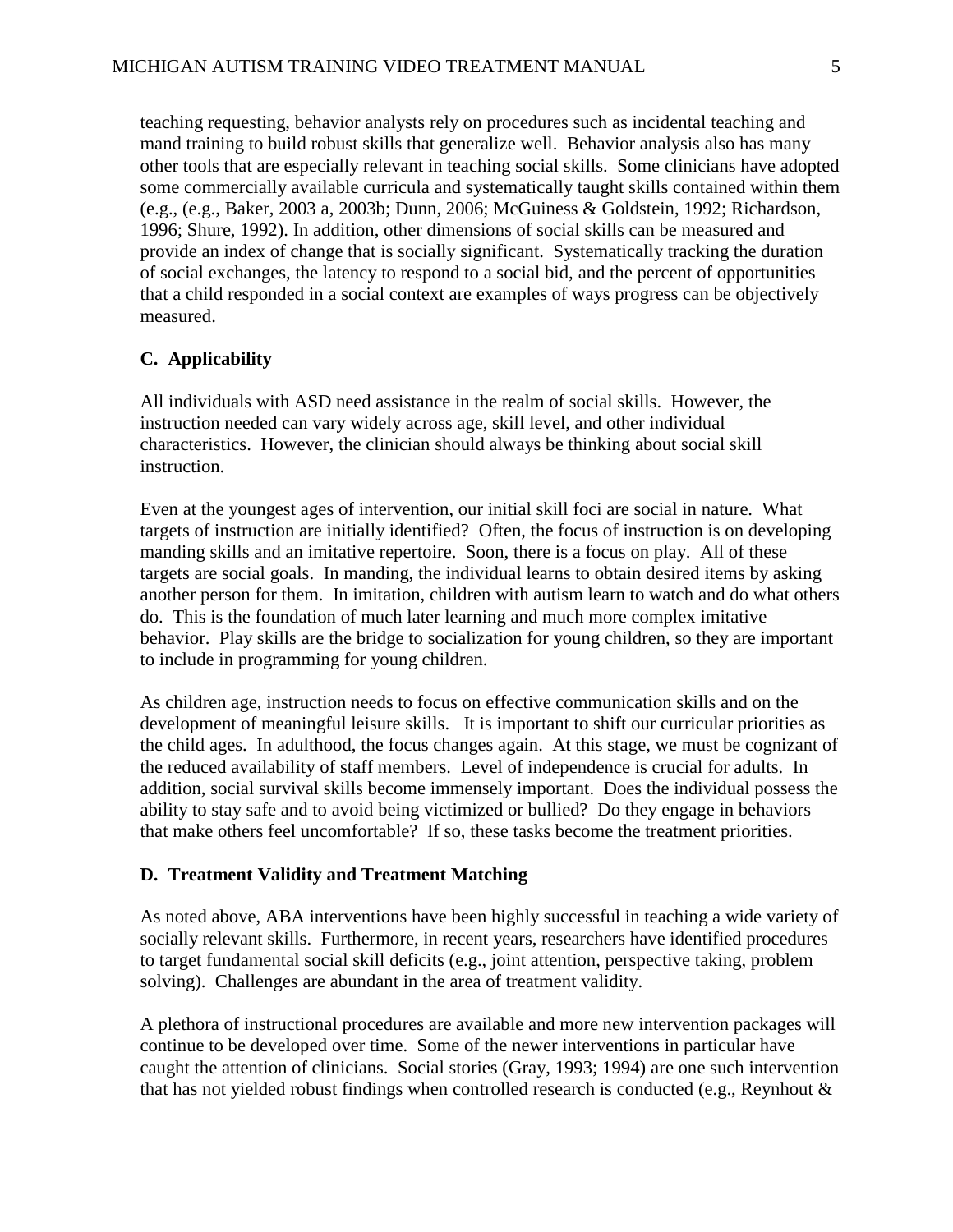teaching requesting, behavior analysts rely on procedures such as incidental teaching and mand training to build robust skills that generalize well. Behavior analysis also has many other tools that are especially relevant in teaching social skills. Some clinicians have adopted some commercially available curricula and systematically taught skills contained within them (e.g., (e.g., Baker, 2003 a, 2003b; Dunn, 2006; McGuiness & Goldstein, 1992; Richardson, 1996; Shure, 1992). In addition, other dimensions of social skills can be measured and provide an index of change that is socially significant. Systematically tracking the duration of social exchanges, the latency to respond to a social bid, and the percent of opportunities that a child responded in a social context are examples of ways progress can be objectively measured.

**C. Applicability**

All individuals with ASD need assistance in the realm of social skills. However, the instruction needed can vary widely across age, skill level, and other individual characteristics. However, the clinician should always be thinking about social skill instruction.

Even at the youngest ages of intervention, our initial skill foci are social in nature. What targets of instruction are initially identified? Often, the focus of instruction is on developing manding skills and an imitative repertoire. Soon, there is a focus on play. All of these targets are social goals. In manding, the individual learns to obtain desired items by asking another person for them. In imitation, children with autism learn to watch and do what others do. This is the foundation of much later learning and much more complex imitative behavior. Play skills are the bridge to socialization for young children, so they are important to include in programming for young children.

As children age, instruction needs to focus on effective communication skills and on the development of meaningful leisure skills. It is important to shift our curricular priorities as the child ages. In adulthood, the focus changes again. At this stage, we must be cognizant of the reduced availability of staff members. Level of independence is crucial for adults. In addition, social survival skills become immensely important. Does the individual possess the ability to stay safe and to avoid being victimized or bullied? Do they engage in behaviors that make others feel uncomfortable? If so, these tasks become the treatment priorities.

**D. Treatment Validity and Treatment Matching**

As noted above, ABA interventions have been highly successful in teaching a wide variety of socially relevant skills. Furthermore, in recent years, researchers have identified procedures to target fundamental social skill deficits (e.g., joint attention, perspective taking, problem solving). Challenges are abundant in the area of treatment validity.

A plethora of instructional procedures are available and more new intervention packages will continue to be developed over time. Some of the newer interventions in particular have caught the attention of clinicians. Social stories (Gray, 1993; 1994) are one such intervention that has not yielded robust findings when controlled research is conducted (e.g., Reynhout &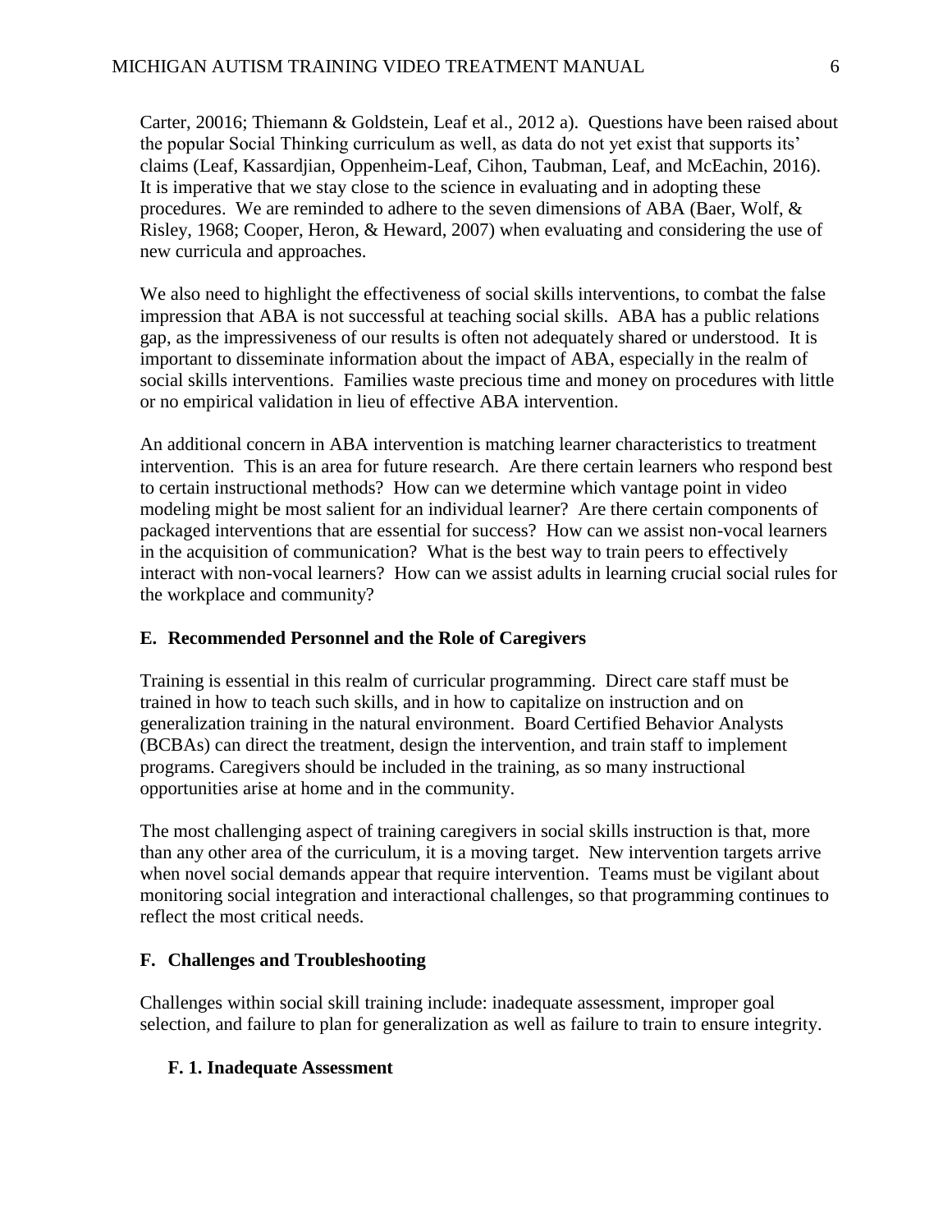Carter, 20016; Thiemann & Goldstein, Leaf et al., 2012 a). Questions have been raised about the popular Social Thinking curriculum as well, as data do not yet exist that supports its' claims (Leaf, Kassardjian, Oppenheim-Leaf, Cihon, Taubman, Leaf, and McEachin, 2016). It is imperative that we stay close to the science in evaluating and in adopting these procedures. We are reminded to adhere to the seven dimensions of ABA (Baer, Wolf, & Risley, 1968; Cooper, Heron, & Heward, 2007) when evaluating and considering the use of new curricula and approaches.

We also need to highlight the effectiveness of social skills interventions, to combat the false impression that ABA is not successful at teaching social skills. ABA has a public relations gap, as the impressiveness of our results is often not adequately shared or understood. It is important to disseminate information about the impact of ABA, especially in the realm of social skills interventions. Families waste precious time and money on procedures with little or no empirical validation in lieu of effective ABA intervention.

An additional concern in ABA intervention is matching learner characteristics to treatment intervention. This is an area for future research. Are there certain learners who respond best to certain instructional methods? How can we determine which vantage point in video modeling might be most salient for an individual learner? Are there certain components of packaged interventions that are essential for success? How can we assist non-vocal learners in the acquisition of communication? What is the best way to train peers to effectively interact with non-vocal learners? How can we assist adults in learning crucial social rules for the workplace and community?

### E. Recommended Personnel and the Role of Caregivers

Training is essential in this realm of curricular programming. Direct care staff must be trained in how to teach such skills, and in how to capitalize on instruction and on generalization training in the natural environment. Board Certified Behavior Analysts (BCBAs) can direct the treatment, design the intervention, and train staff to implement programs. Caregivers should be included in the training, as so many instructional opportunities arise at home and in the community.

The most challenging aspect of training caregivers in social skills instruction is that, more than any other area of the curriculum, it is a moving target. New intervention targets arrive when novel social demands appear that require intervention. Teams must be vigilant about monitoring social integration and interactional challenges, so that programming continues to reflect the most critical needs.

### F. Challenges and Troubleshooting

Challenges within social skill training include: inadequate assessment, improper goal selection, and failure to plan for generalization as well as failure to train to ensure integrity.

#### F. 1. Inadequate Assessment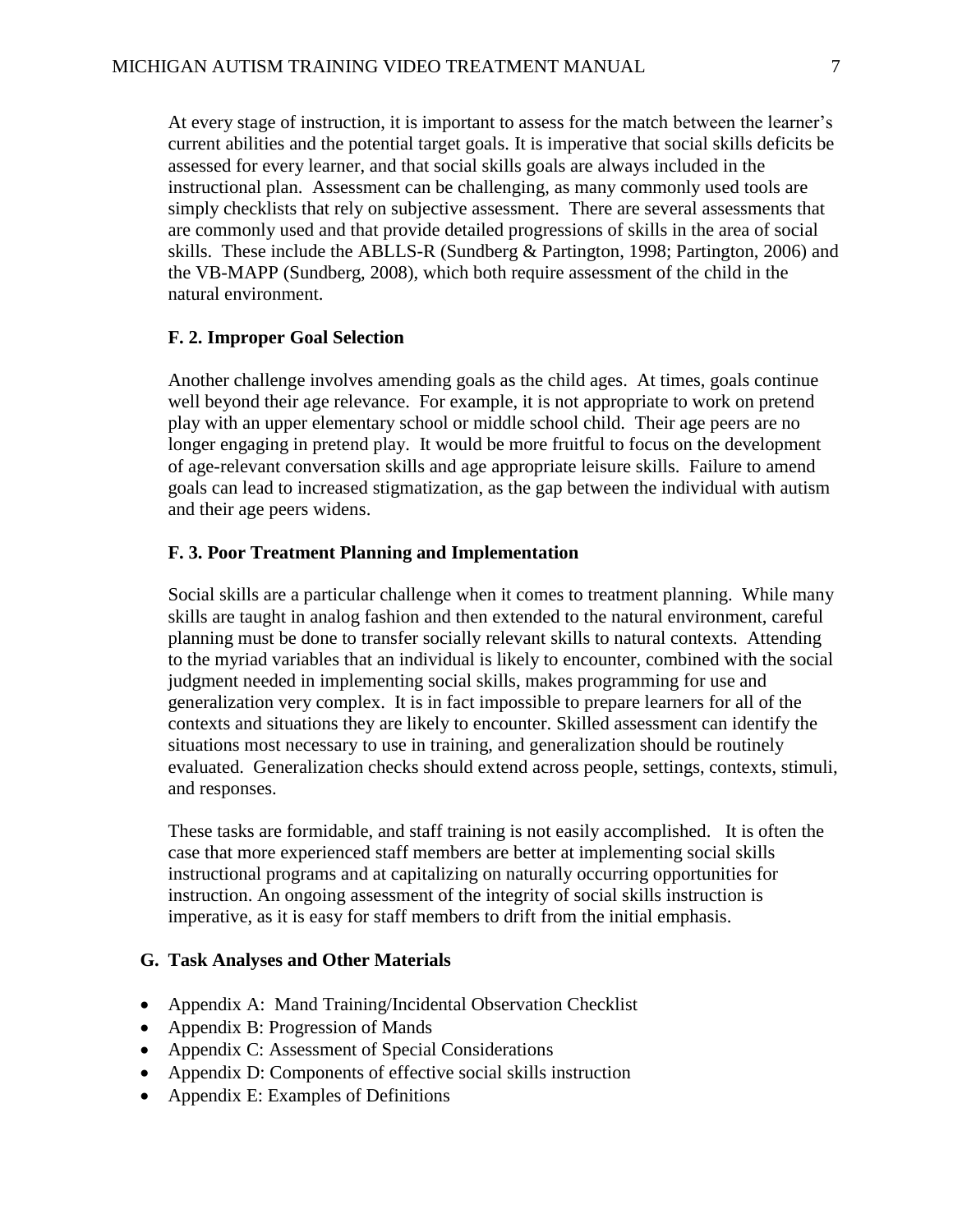At every stage of instruction, it is important to assess for the match between the learner's current abilities and the potential target goals. It is imperative that social skills deficits be assessed for every learner, and that social skills goals are always included in the instructional plan. Assessment can be challenging, as many commonly used tools are simply checklists that rely on subjective assessment. There are several assessments that are commonly used and that provide detailed progressions of skills in the area of social skills. These include the ABLLS-R (Sundberg & Partington, 1998; Partington, 2006) and the VB-MAPP (Sundberg, 2008), which both require assessment of the child in the natural environment.

### F. 2. Improper Goal Selection

Another challenge involves amending goals as the child ages. At times, goals continue well beyond their age relevance. For example, it is not appropriate to work on pretend play with an upper elementary school or middle school child. Their age peers are no longer engaging in pretend play. It would be more fruitful to focus on the development of age-relevant conversation skills and age appropriate leisure skills. Failure to amend goals can lead to increased stigmatization, as the gap between the individual with autism and their age peers widens.

### F. 3. Poor Treatment Planning and Implementation

Social skills are a particular challenge when it comes to treatment planning. While many skills are taught in analog fashion and then extended to the natural environment, careful planning must be done to transfer socially relevant skills to natural contexts. Attending to the myriad variables that an individual is likely to encounter, combined with the social judgment needed in implementing social skills, makes programming for use and generalization very complex. It is in fact impossible to prepare learners for all of the contexts and situations they are likely to encounter. Skilled assessment can identify the situations most necessary to use in training, and generalization should be routinely evaluated. Generalization checks should extend across people, settings, contexts, stimuli, and responses.

These tasks are formidable, and staff training is not easily accomplished. It is often the case that more experienced staff members are better at implementing social skills instructional programs and at capitalizing on naturally occurring opportunities for instruction. An ongoing assessment of the integrity of social skills instruction is imperative, as it is easy for staff members to drift from the initial emphasis.

## G. Task Analyses and Other Materials

- Appendix A: Mand Training/Incidental Observation Checklist
- Appendix B: Progression of Mands
- Appendix C: Assessment of Special Considerations
- Appendix D: Components of effective social skills instruction
- Appendix E: Examples of Definitions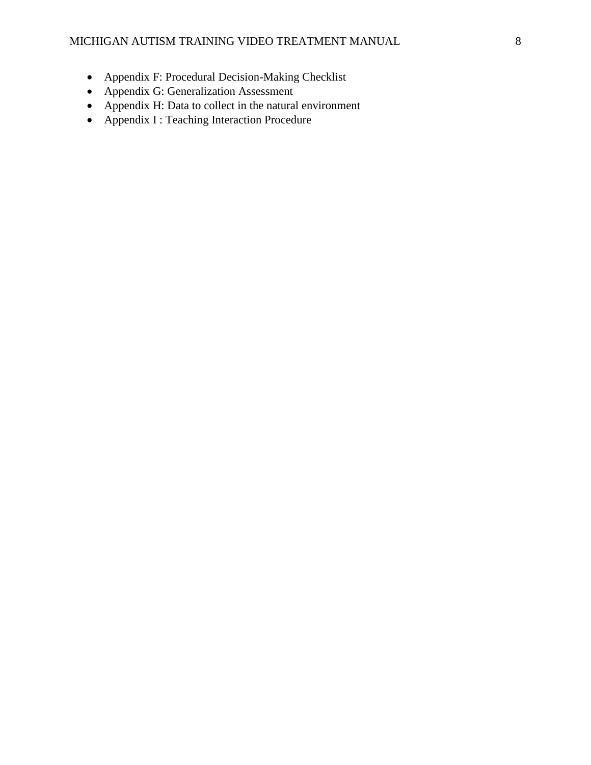- Appendix F: Procedural Decision-Making Checklist
- Appendix G: Generalization Assessment
- Appendix H: Data to collect in the natural environment
- Appendix I : Teaching Interaction Procedure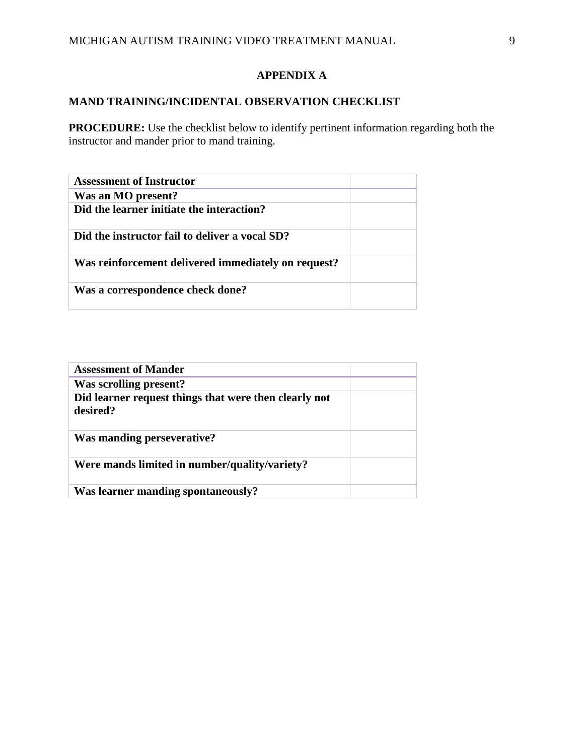# APPENDIX A

## MAND TRAINING/INCIDENTAL OBSERVATION CHECKLIST

**PROCEDURE:** Use the checklist below to identify pertinent information regarding both the instructor and mander prior to mand training.

| Assessment of Instructor | |
|---|---|
| Was an MO present? | |
| Did the learner initiate the interaction? | |
| Did the instructor fail to deliver a vocal SD? | |
| Was reinforcement delivered immediately on request? | |
| Was a correspondence check done? | |

| Assessment of Mander | |
|---|---|
| Was scrolling present? | |
| Did learner request things that were then clearly not desired? | |
| Was manding perseverative? | |
| Were mands limited in number/quality/variety? | |
| Was learner manding spontaneously? | |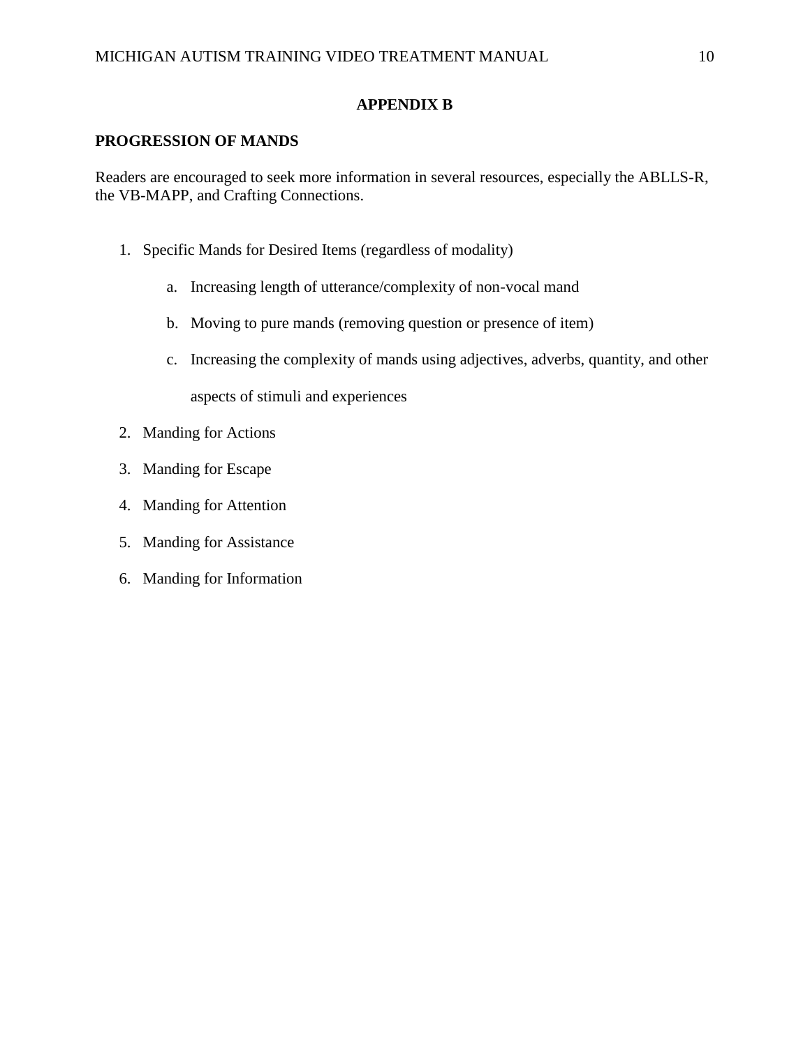## APPENDIX B

### PROGRESSION OF MANDS

Readers are encouraged to seek more information in several resources, especially the ABLLS-R, the VB-MAPP, and Crafting Connections.

1. Specific Mands for Desired Items (regardless of modality)
    a. Increasing length of utterance/complexity of non-vocal mand
    b. Moving to pure mands (removing question or presence of item)
    c. Increasing the complexity of mands using adjectives, adverbs, quantity, and other aspects of stimuli and experiences
2. Manding for Actions
3. Manding for Escape
4. Manding for Attention
5. Manding for Assistance
6. Manding for Information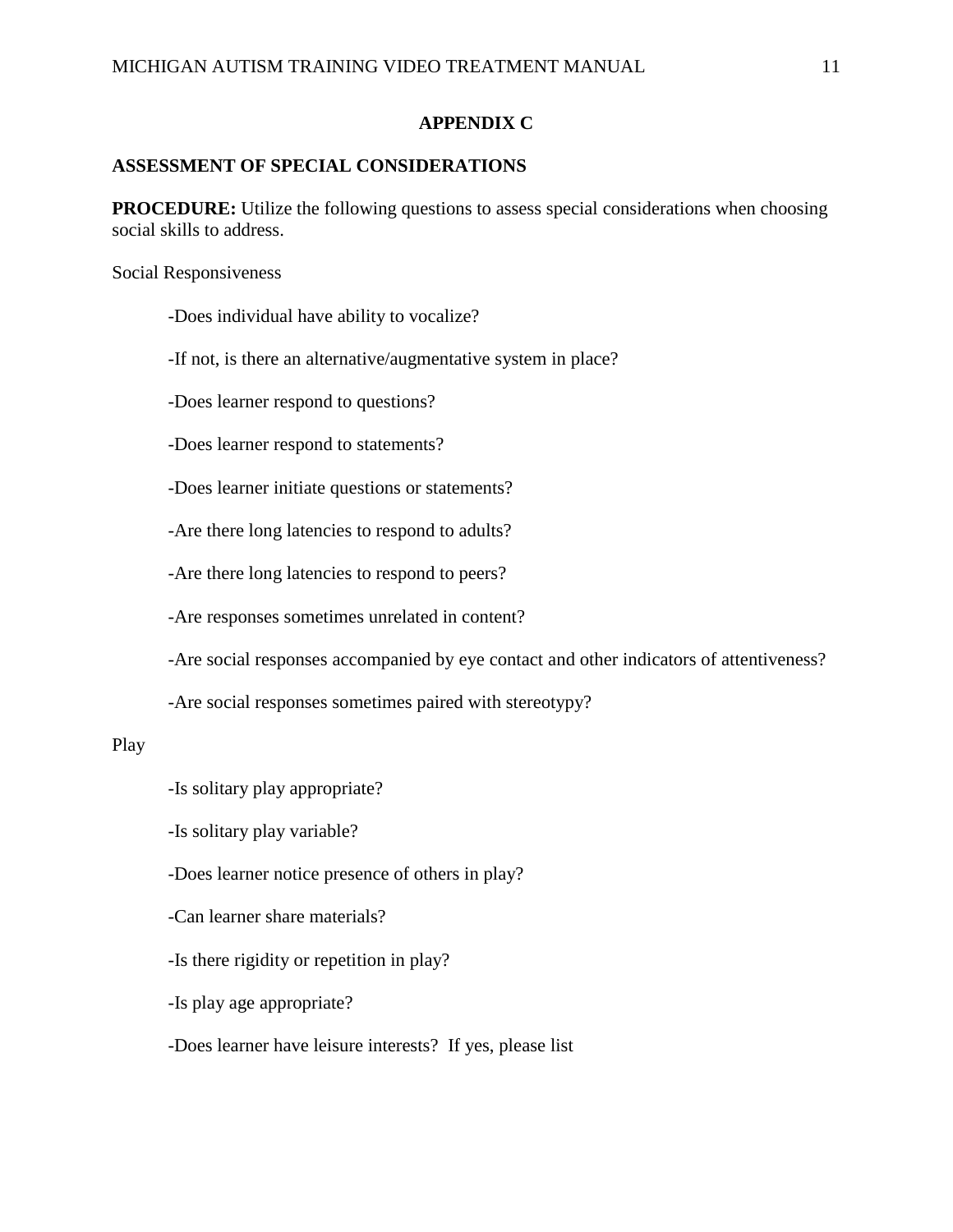## APPENDIX C

**ASSESSMENT OF SPECIAL CONSIDERATIONS**

**PROCEDURE:** Utilize the following questions to assess special considerations when choosing social skills to address.

Social Responsiveness

-Does individual have ability to vocalize?

-If not, is there an alternative/augmentative system in place?

-Does learner respond to questions?

-Does learner respond to statements?

-Does learner initiate questions or statements?

-Are there long latencies to respond to adults?

-Are there long latencies to respond to peers?

-Are responses sometimes unrelated in content?

-Are social responses accompanied by eye contact and other indicators of attentiveness?

-Are social responses sometimes paired with stereotypy?

Play

-Is solitary play appropriate?

-Is solitary play variable?

-Does learner notice presence of others in play?

-Can learner share materials?

-Is there rigidity or repetition in play?

-Is play age appropriate?

-Does learner have leisure interests? If yes, please list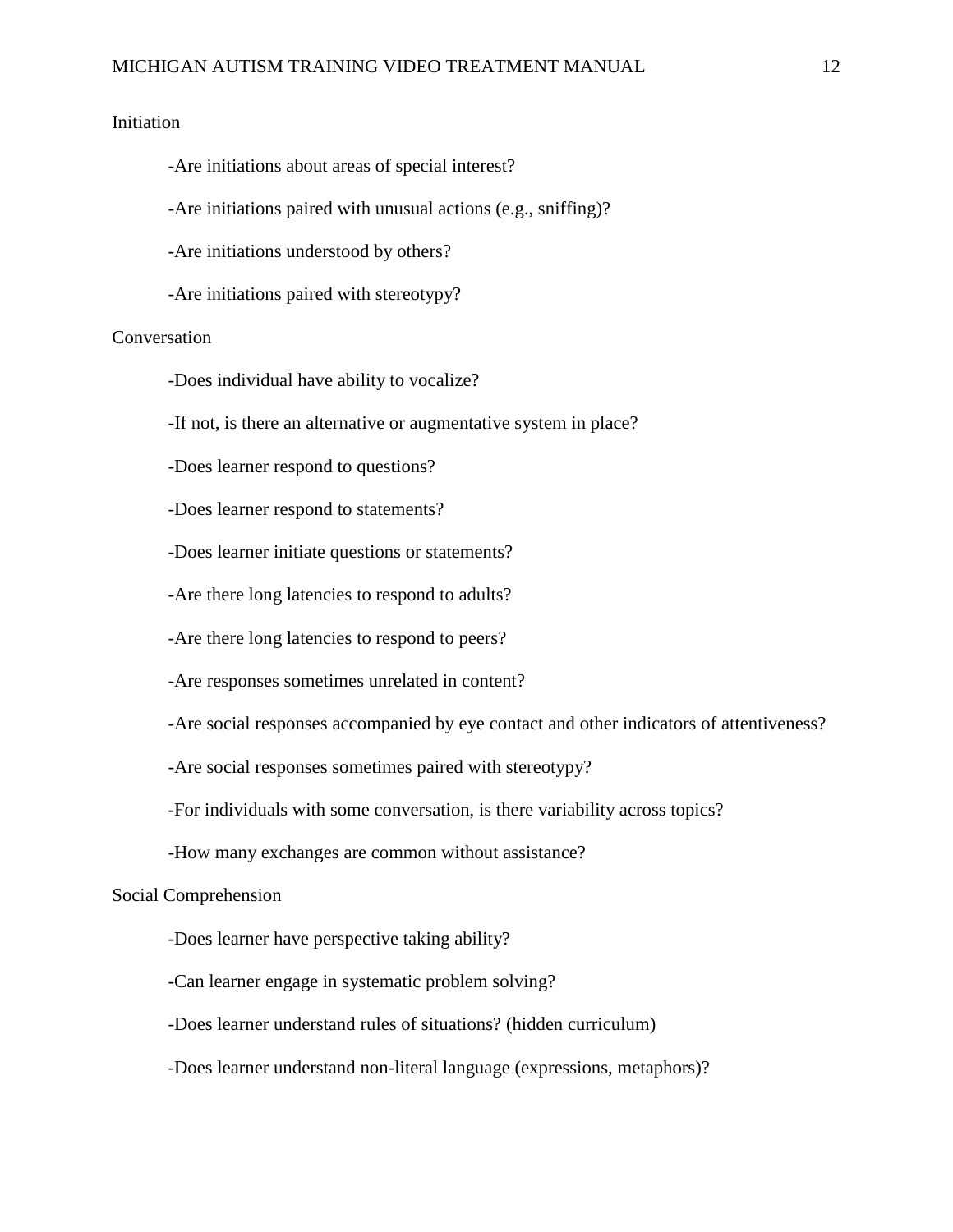Initiation

-Are initiations about areas of special interest?

-Are initiations paired with unusual actions (e.g., sniffing)?

-Are initiations understood by others?

-Are initiations paired with stereotypy?

Conversation

-Does individual have ability to vocalize?

-If not, is there an alternative or augmentative system in place?

-Does learner respond to questions?

-Does learner respond to statements?

-Does learner initiate questions or statements?

-Are there long latencies to respond to adults?

-Are there long latencies to respond to peers?

-Are responses sometimes unrelated in content?

-Are social responses accompanied by eye contact and other indicators of attentiveness?

-Are social responses sometimes paired with stereotypy?

-For individuals with some conversation, is there variability across topics?

-How many exchanges are common without assistance?

Social Comprehension

-Does learner have perspective taking ability?

-Can learner engage in systematic problem solving?

-Does learner understand rules of situations? (hidden curriculum)

-Does learner understand non-literal language (expressions, metaphors)?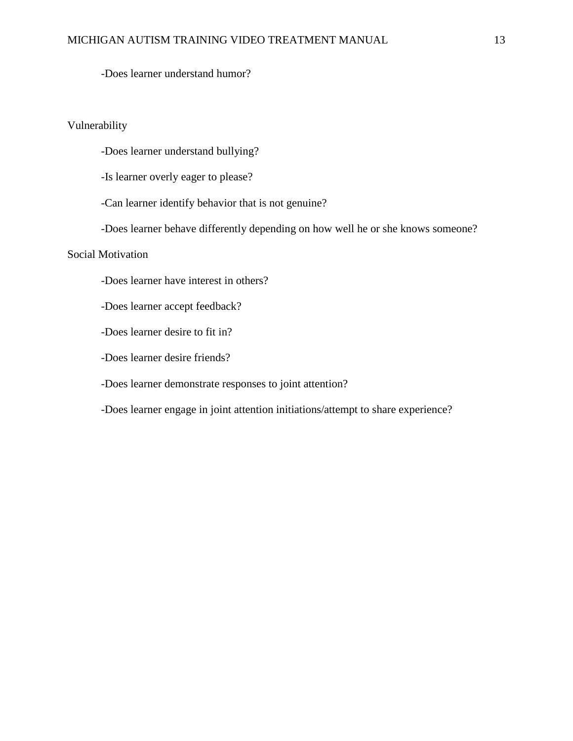-Does learner understand humor?

Vulnerability

-Does learner understand bullying?

-Is learner overly eager to please?

-Can learner identify behavior that is not genuine?

-Does learner behave differently depending on how well he or she knows someone?

Social Motivation

-Does learner have interest in others?

-Does learner accept feedback?

-Does learner desire to fit in?

-Does learner desire friends?

-Does learner demonstrate responses to joint attention?

-Does learner engage in joint attention initiations/attempt to share experience?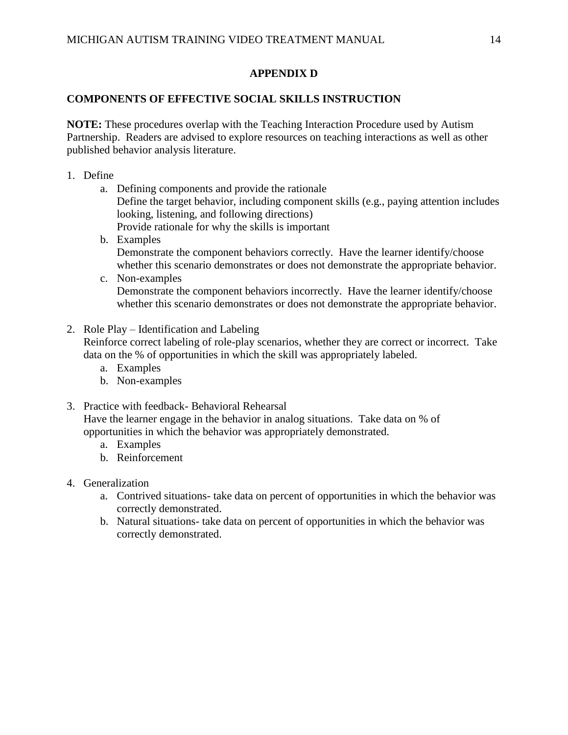## APPENDIX D

### COMPONENTS OF EFFECTIVE SOCIAL SKILLS INSTRUCTION

**NOTE:** These procedures overlap with the Teaching Interaction Procedure used by Autism Partnership. Readers are advised to explore resources on teaching interactions as well as other published behavior analysis literature.

1. Define
   a. Defining components and provide the rationale
      Define the target behavior, including component skills (e.g., paying attention includes looking, listening, and following directions)
      Provide rationale for why the skills is important
   b. Examples
      Demonstrate the component behaviors correctly. Have the learner identify/choose whether this scenario demonstrates or does not demonstrate the appropriate behavior.
   c. Non-examples
      Demonstrate the component behaviors incorrectly. Have the learner identify/choose whether this scenario demonstrates or does not demonstrate the appropriate behavior.

2. Role Play – Identification and Labeling
   Reinforce correct labeling of role-play scenarios, whether they are correct or incorrect. Take data on the % of opportunities in which the skill was appropriately labeled.
   a. Examples
   b. Non-examples

3. Practice with feedback- Behavioral Rehearsal
   Have the learner engage in the behavior in analog situations. Take data on % of opportunities in which the behavior was appropriately demonstrated.
   a. Examples
   b. Reinforcement

4. Generalization
   a. Contrived situations- take data on percent of opportunities in which the behavior was correctly demonstrated.
   b. Natural situations- take data on percent of opportunities in which the behavior was correctly demonstrated.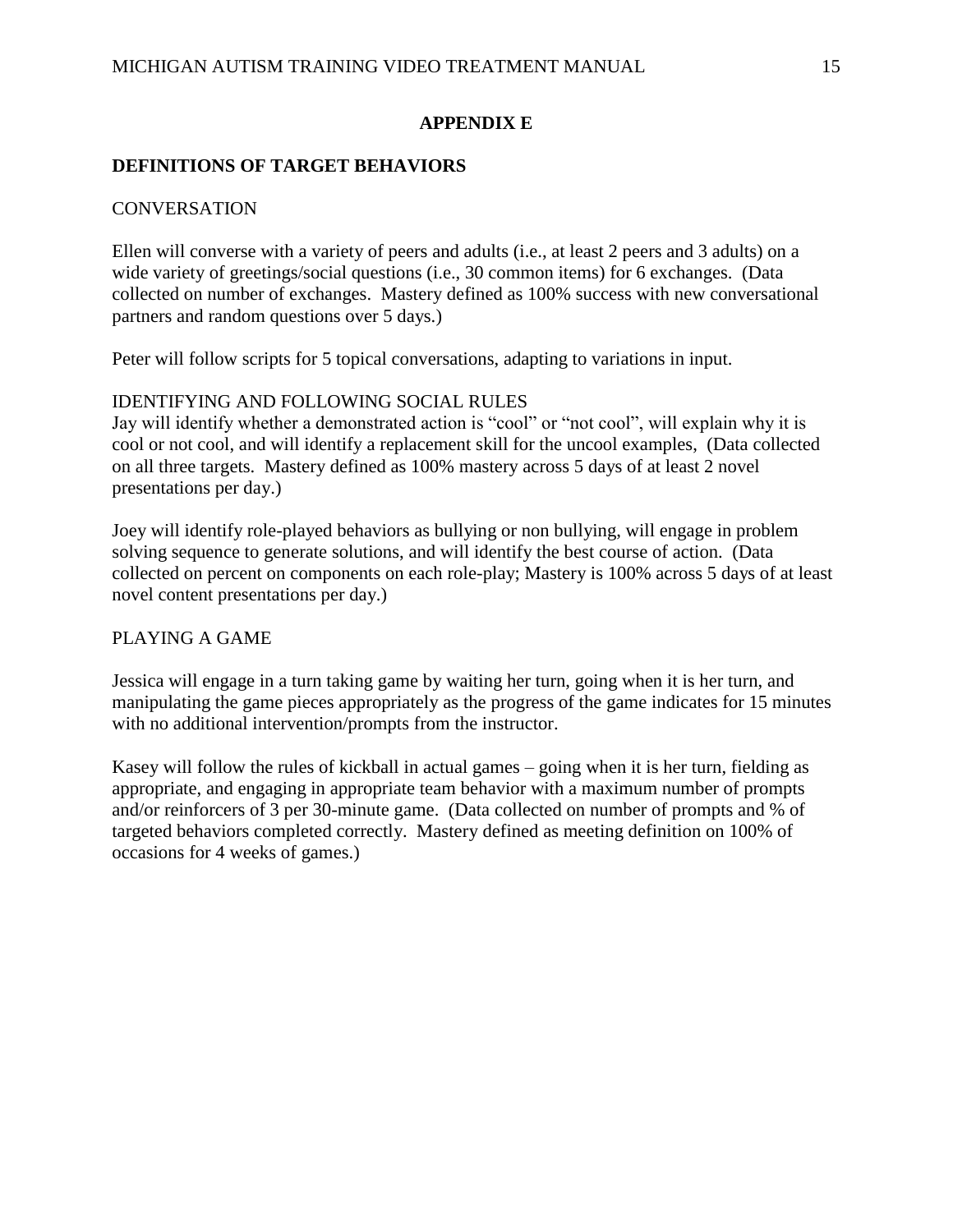## APPENDIX E

### DEFINITIONS OF TARGET BEHAVIORS

CONVERSATION

Ellen will converse with a variety of peers and adults (i.e., at least 2 peers and 3 adults) on a wide variety of greetings/social questions (i.e., 30 common items) for 6 exchanges. (Data collected on number of exchanges. Mastery defined as 100% success with new conversational partners and random questions over 5 days.)

Peter will follow scripts for 5 topical conversations, adapting to variations in input.

IDENTIFYING AND FOLLOWING SOCIAL RULES

Jay will identify whether a demonstrated action is "cool" or "not cool", will explain why it is cool or not cool, and will identify a replacement skill for the uncool examples, (Data collected on all three targets. Mastery defined as 100% mastery across 5 days of at least 2 novel presentations per day.)

Joey will identify role-played behaviors as bullying or non bullying, will engage in problem solving sequence to generate solutions, and will identify the best course of action. (Data collected on percent on components on each role-play; Mastery is 100% across 5 days of at least novel content presentations per day.)

PLAYING A GAME

Jessica will engage in a turn taking game by waiting her turn, going when it is her turn, and manipulating the game pieces appropriately as the progress of the game indicates for 15 minutes with no additional intervention/prompts from the instructor.

Kasey will follow the rules of kickball in actual games – going when it is her turn, fielding as appropriate, and engaging in appropriate team behavior with a maximum number of prompts and/or reinforcers of 3 per 30-minute game. (Data collected on number of prompts and % of targeted behaviors completed correctly. Mastery defined as meeting definition on 100% of occasions for 4 weeks of games.)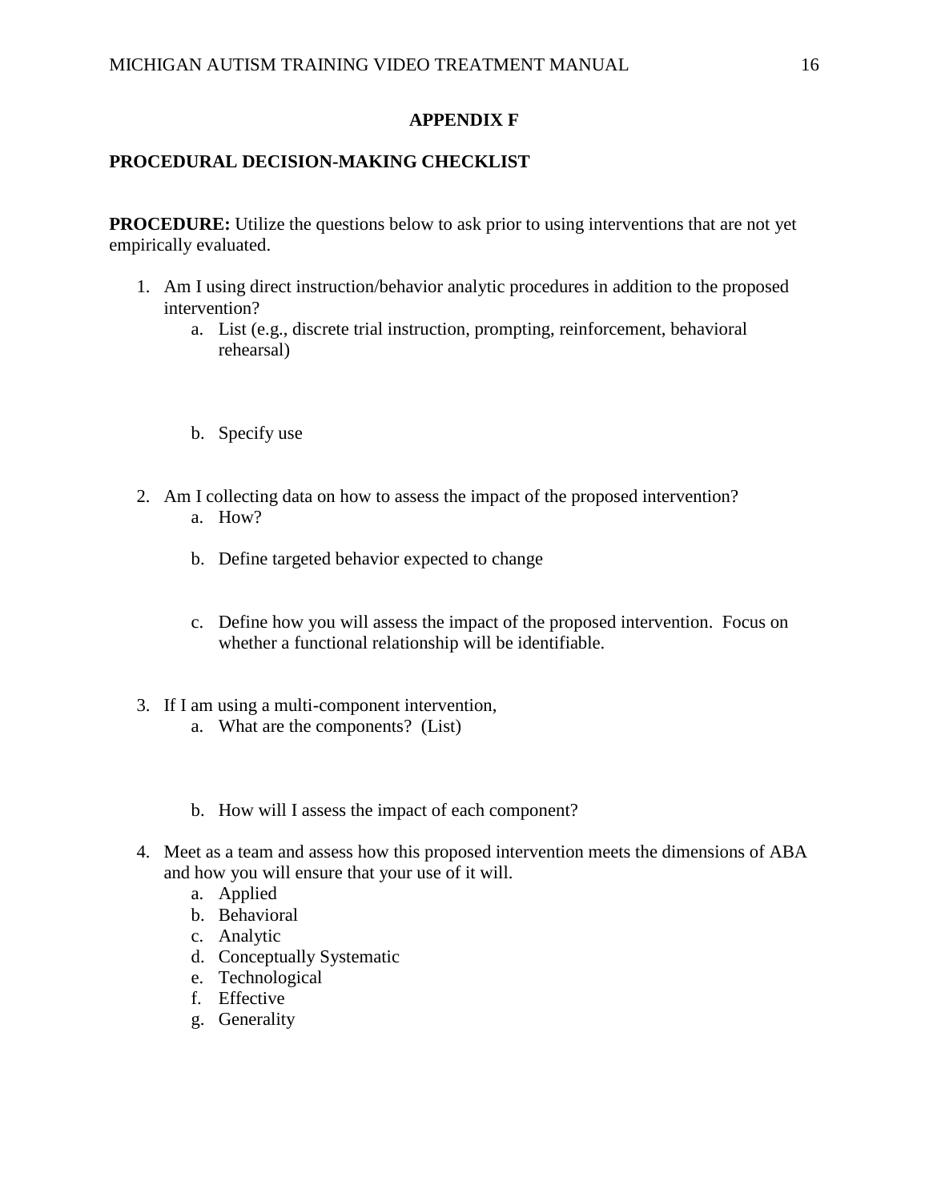# APPENDIX F

## PROCEDURAL DECISION-MAKING CHECKLIST

**PROCEDURE:** Utilize the questions below to ask prior to using interventions that are not yet empirically evaluated.

1. Am I using direct instruction/behavior analytic procedures in addition to the proposed intervention?
   a. List (e.g., discrete trial instruction, prompting, reinforcement, behavioral rehearsal)

   b. Specify use

2. Am I collecting data on how to assess the impact of the proposed intervention?
   a. How?

   b. Define targeted behavior expected to change

   c. Define how you will assess the impact of the proposed intervention. Focus on whether a functional relationship will be identifiable.

3. If I am using a multi-component intervention,
   a. What are the components? (List)

   b. How will I assess the impact of each component?

4. Meet as a team and assess how this proposed intervention meets the dimensions of ABA and how you will ensure that your use of it will.
   a. Applied
   b. Behavioral
   c. Analytic
   d. Conceptually Systematic
   e. Technological
   f. Effective
   g. Generality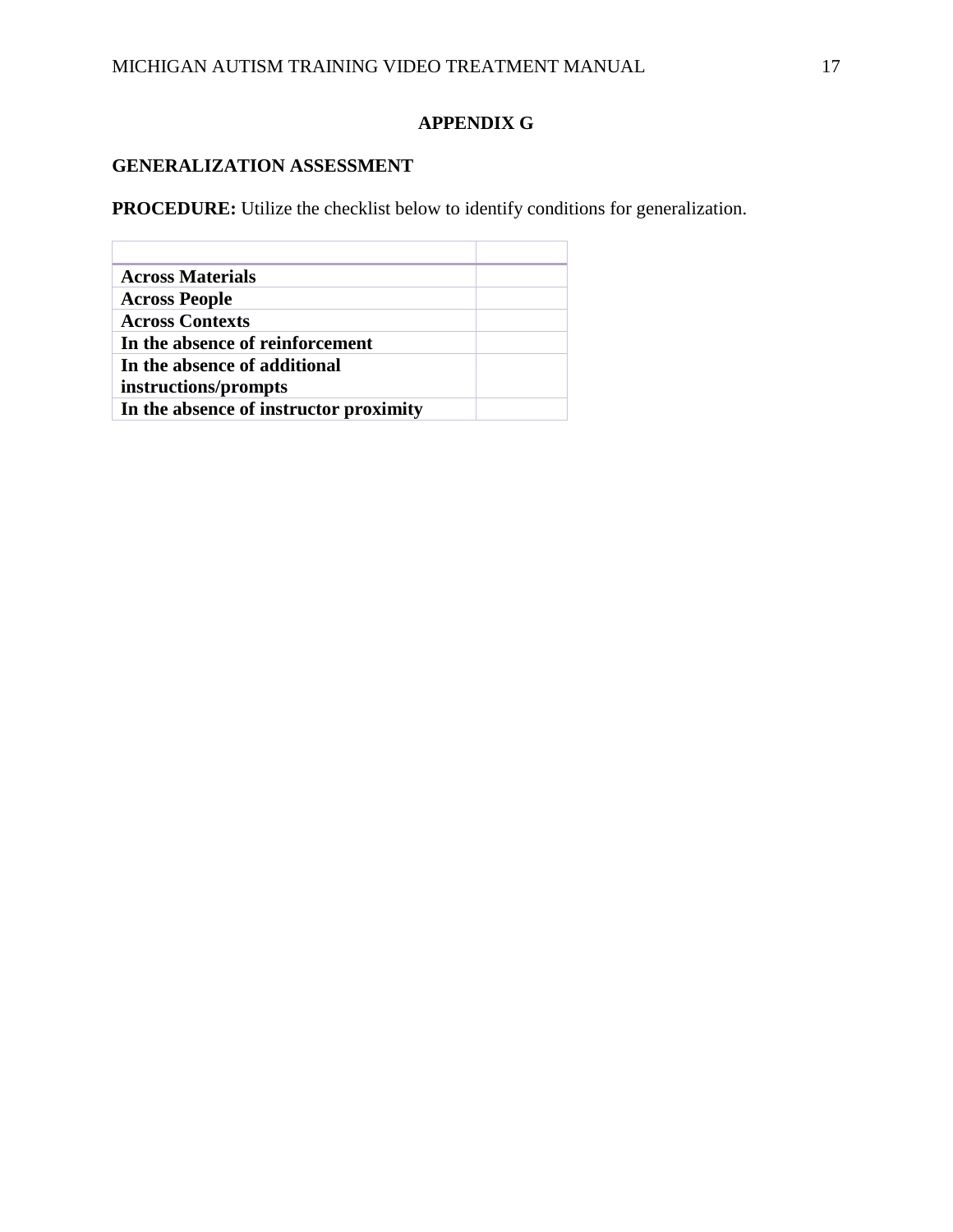# APPENDIX G

## GENERALIZATION ASSESSMENT

**PROCEDURE:** Utilize the checklist below to identify conditions for generalization.

| | |
|---|---|
| **Across Materials** | |
| **Across People** | |
| **Across Contexts** | |
| **In the absence of reinforcement** | |
| **In the absence of additional instructions/prompts** | |
| **In the absence of instructor proximity** | |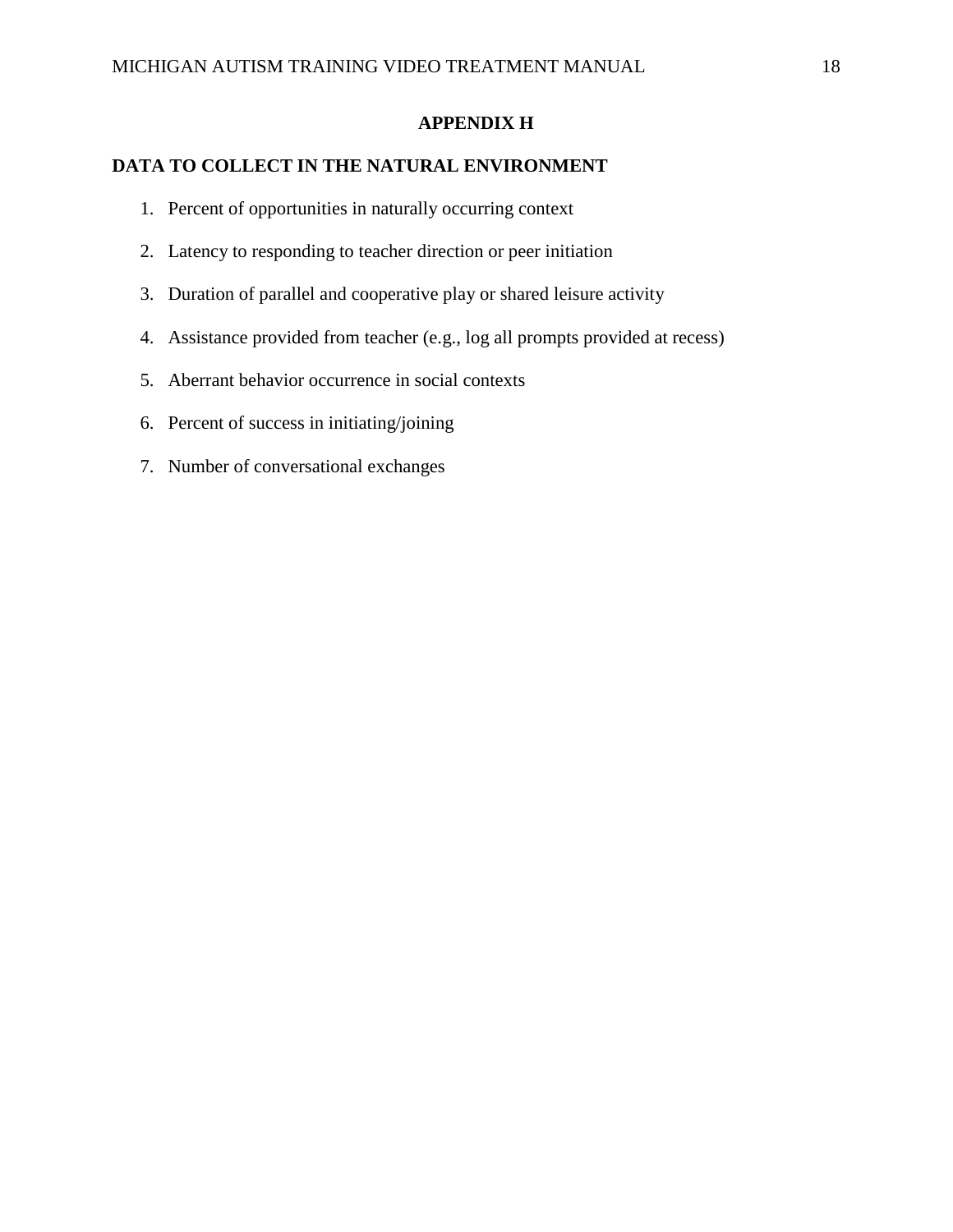## APPENDIX H

### DATA TO COLLECT IN THE NATURAL ENVIRONMENT

1. Percent of opportunities in naturally occurring context
2. Latency to responding to teacher direction or peer initiation
3. Duration of parallel and cooperative play or shared leisure activity
4. Assistance provided from teacher (e.g., log all prompts provided at recess)
5. Aberrant behavior occurrence in social contexts
6. Percent of success in initiating/joining
7. Number of conversational exchanges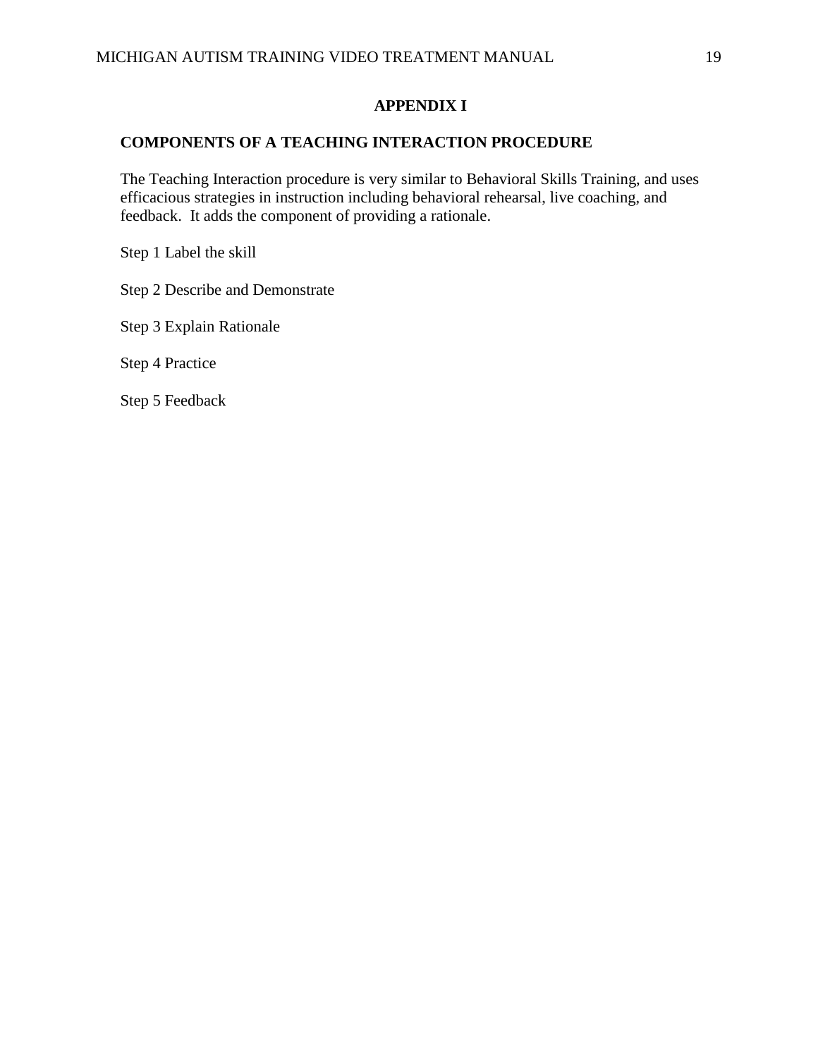# APPENDIX I

## COMPONENTS OF A TEACHING INTERACTION PROCEDURE

The Teaching Interaction procedure is very similar to Behavioral Skills Training, and uses efficacious strategies in instruction including behavioral rehearsal, live coaching, and feedback. It adds the component of providing a rationale.

Step 1 Label the skill

Step 2 Describe and Demonstrate

Step 3 Explain Rationale

Step 4 Practice

Step 5 Feedback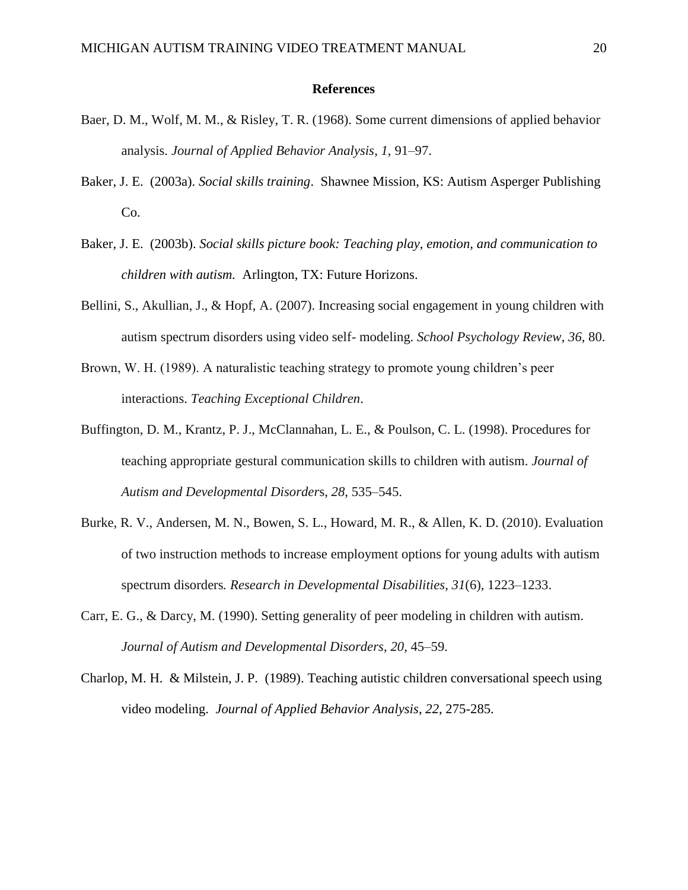# References

Baer, D. M., Wolf, M. M., & Risley, T. R. (1968). Some current dimensions of applied behavior analysis. *Journal of Applied Behavior Analysis*, *1*, 91–97.

Baker, J. E. (2003a). *Social skills training*. Shawnee Mission, KS: Autism Asperger Publishing Co.

Baker, J. E. (2003b). *Social skills picture book: Teaching play, emotion, and communication to children with autism.* Arlington, TX: Future Horizons.

Bellini, S., Akullian, J., & Hopf, A. (2007). Increasing social engagement in young children with autism spectrum disorders using video self- modeling. *School Psychology Review*, *36*, 80.

Brown, W. H. (1989). A naturalistic teaching strategy to promote young children's peer interactions. *Teaching Exceptional Children*.

Buffington, D. M., Krantz, P. J., McClannahan, L. E., & Poulson, C. L. (1998). Procedures for teaching appropriate gestural communication skills to children with autism. *Journal of Autism and Developmental Disorders*, *28*, 535–545.

Burke, R. V., Andersen, M. N., Bowen, S. L., Howard, M. R., & Allen, K. D. (2010). Evaluation of two instruction methods to increase employment options for young adults with autism spectrum disorders. *Research in Developmental Disabilities*, *31*(6), 1223–1233.

Carr, E. G., & Darcy, M. (1990). Setting generality of peer modeling in children with autism. *Journal of Autism and Developmental Disorders*, *20*, 45–59.

Charlop, M. H. & Milstein, J. P. (1989). Teaching autistic children conversational speech using video modeling. *Journal of Applied Behavior Analysis*, *22*, 275-285.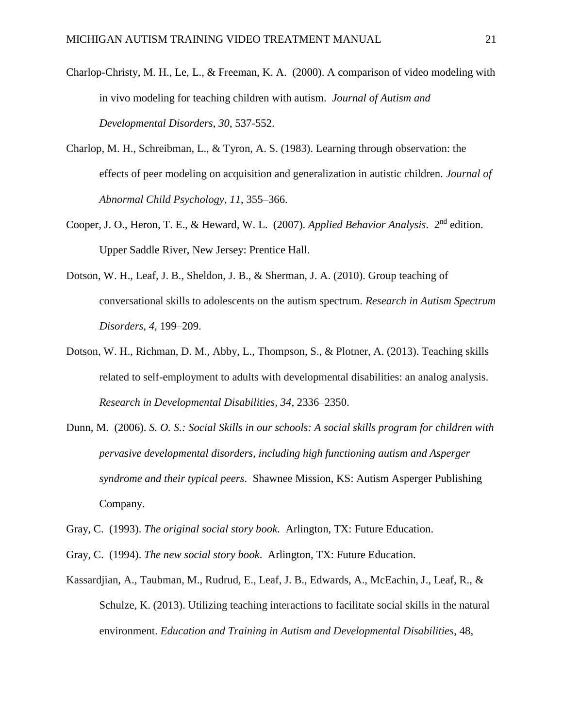Charlop-Christy, M. H., Le, L., & Freeman, K. A. (2000). A comparison of video modeling with in vivo modeling for teaching children with autism. *Journal of Autism and Developmental Disorders*, *30*, 537-552.

Charlop, M. H., Schreibman, L., & Tyron, A. S. (1983). Learning through observation: the effects of peer modeling on acquisition and generalization in autistic children. *Journal of Abnormal Child Psychology, 11*, 355–366.

Cooper, J. O., Heron, T. E., & Heward, W. L. (2007). *Applied Behavior Analysis*. 2nd edition. Upper Saddle River, New Jersey: Prentice Hall.

Dotson, W. H., Leaf, J. B., Sheldon, J. B., & Sherman, J. A. (2010). Group teaching of conversational skills to adolescents on the autism spectrum. *Research in Autism Spectrum Disorders, 4*, 199–209.

Dotson, W. H., Richman, D. M., Abby, L., Thompson, S., & Plotner, A. (2013). Teaching skills related to self-employment to adults with developmental disabilities: an analog analysis. *Research in Developmental Disabilities, 34*, 2336–2350.

Dunn, M. (2006). *S. O. S.: Social Skills in our schools: A social skills program for children with pervasive developmental disorders, including high functioning autism and Asperger syndrome and their typical peers*. Shawnee Mission, KS: Autism Asperger Publishing Company.

Gray, C. (1993). *The original social story book*. Arlington, TX: Future Education.

Gray, C. (1994). *The new social story book*. Arlington, TX: Future Education.

Kassardjian, A., Taubman, M., Rudrud, E., Leaf, J. B., Edwards, A., McEachin, J., Leaf, R., & Schulze, K. (2013). Utilizing teaching interactions to facilitate social skills in the natural environment. *Education and Training in Autism and Developmental Disabilities*, 48,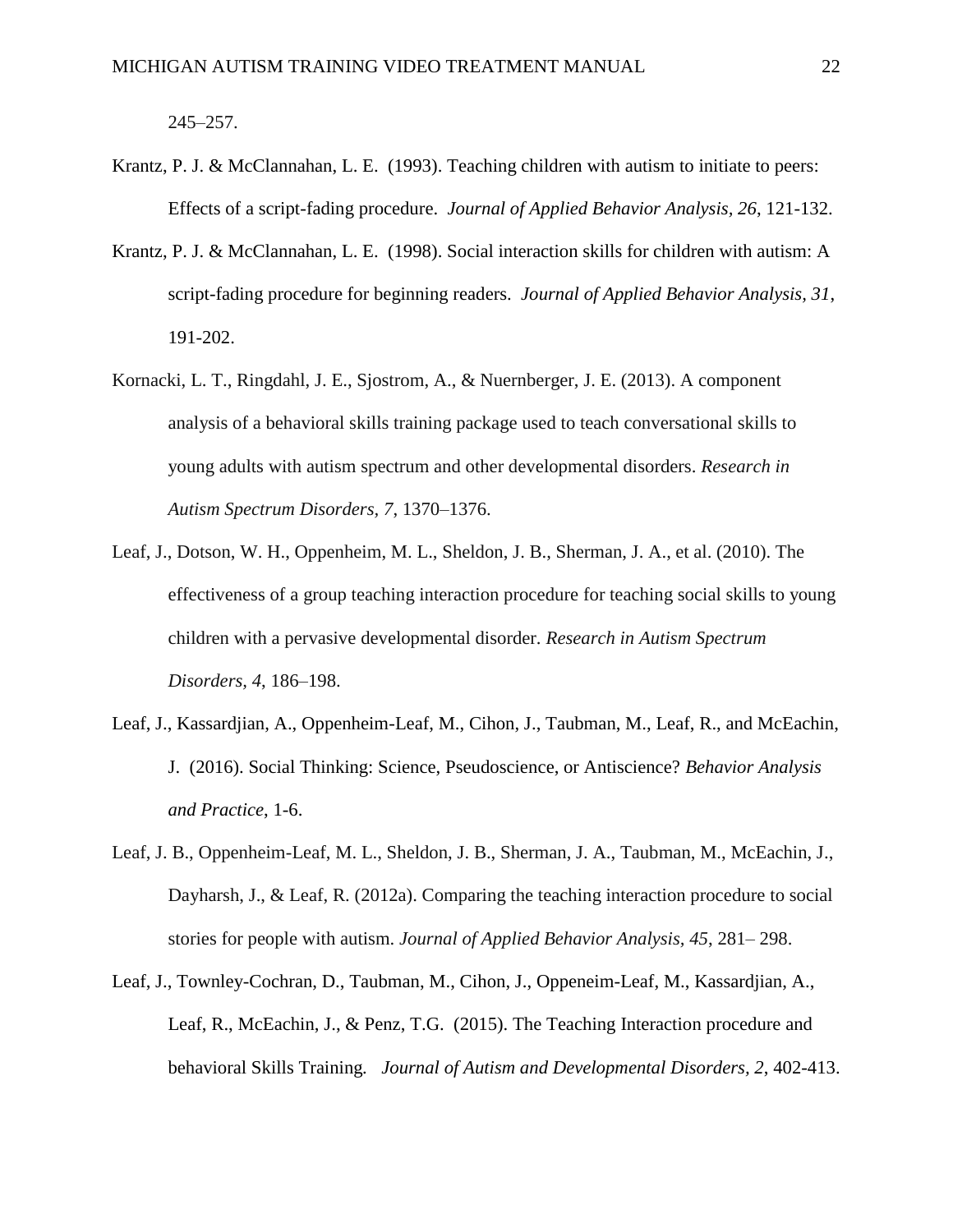245–257.

Krantz, P. J. & McClannahan, L. E. (1993). Teaching children with autism to initiate to peers: Effects of a script-fading procedure. *Journal of Applied Behavior Analysis, 26*, 121-132.

Krantz, P. J. & McClannahan, L. E. (1998). Social interaction skills for children with autism: A script-fading procedure for beginning readers. *Journal of Applied Behavior Analysis, 31*, 191-202.

Kornacki, L. T., Ringdahl, J. E., Sjostrom, A., & Nuernberger, J. E. (2013). A component analysis of a behavioral skills training package used to teach conversational skills to young adults with autism spectrum and other developmental disorders. *Research in Autism Spectrum Disorders, 7*, 1370–1376.

Leaf, J., Dotson, W. H., Oppenheim, M. L., Sheldon, J. B., Sherman, J. A., et al. (2010). The effectiveness of a group teaching interaction procedure for teaching social skills to young children with a pervasive developmental disorder. *Research in Autism Spectrum Disorders, 4*, 186–198.

Leaf, J., Kassardjian, A., Oppenheim-Leaf, M., Cihon, J., Taubman, M., Leaf, R., and McEachin, J. (2016). Social Thinking: Science, Pseudoscience, or Antiscience? *Behavior Analysis and Practice*, 1-6.

Leaf, J. B., Oppenheim-Leaf, M. L., Sheldon, J. B., Sherman, J. A., Taubman, M., McEachin, J., Dayharsh, J., & Leaf, R. (2012a). Comparing the teaching interaction procedure to social stories for people with autism. *Journal of Applied Behavior Analysis, 45*, 281– 298.

Leaf, J., Townley-Cochran, D., Taubman, M., Cihon, J., Oppeneim-Leaf, M., Kassardjian, A., Leaf, R., McEachin, J., & Penz, T.G. (2015). The Teaching Interaction procedure and behavioral Skills Training. *Journal of Autism and Developmental Disorders, 2*, 402-413.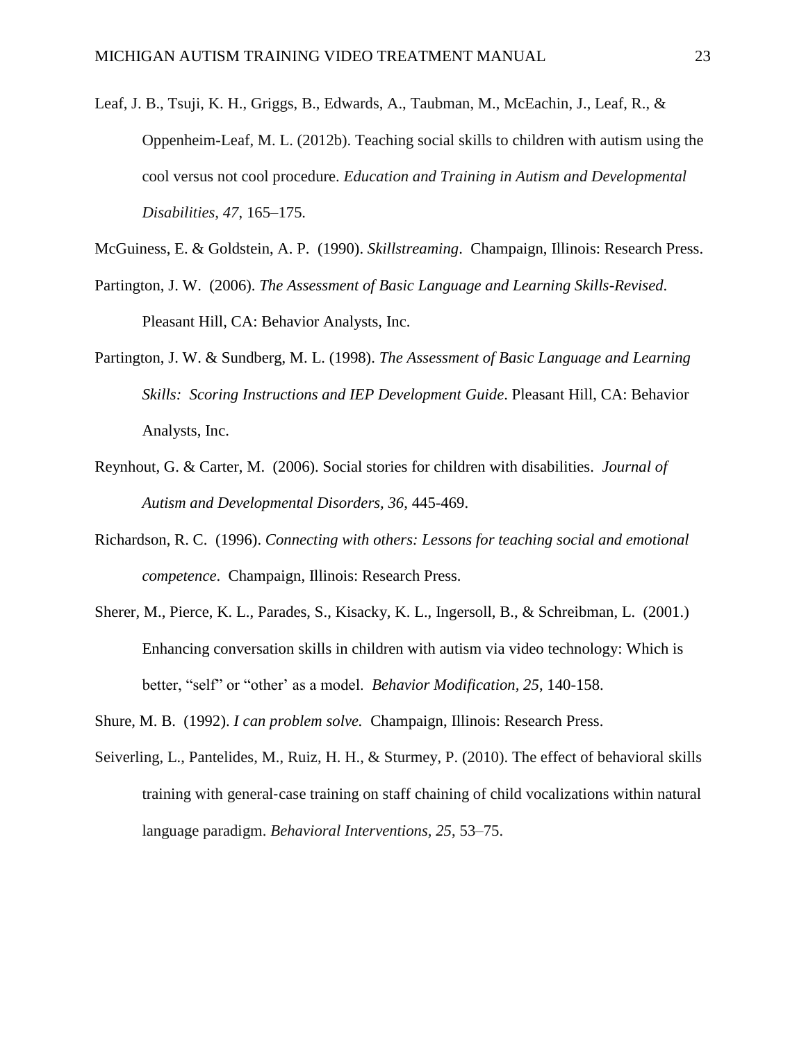Leaf, J. B., Tsuji, K. H., Griggs, B., Edwards, A., Taubman, M., McEachin, J., Leaf, R., & Oppenheim-Leaf, M. L. (2012b). Teaching social skills to children with autism using the cool versus not cool procedure. *Education and Training in Autism and Developmental Disabilities, 47*, 165–175.

McGuiness, E. & Goldstein, A. P. (1990). *Skillstreaming*. Champaign, Illinois: Research Press.

Partington, J. W. (2006). *The Assessment of Basic Language and Learning Skills-Revised*. Pleasant Hill, CA: Behavior Analysts, Inc.

Partington, J. W. & Sundberg, M. L. (1998). *The Assessment of Basic Language and Learning Skills: Scoring Instructions and IEP Development Guide*. Pleasant Hill, CA: Behavior Analysts, Inc.

Reynhout, G. & Carter, M. (2006). Social stories for children with disabilities. *Journal of Autism and Developmental Disorders, 36*, 445-469.

Richardson, R. C. (1996). *Connecting with others: Lessons for teaching social and emotional competence*. Champaign, Illinois: Research Press.

Sherer, M., Pierce, K. L., Parades, S., Kisacky, K. L., Ingersoll, B., & Schreibman, L. (2001.) Enhancing conversation skills in children with autism via video technology: Which is better, "self" or "other' as a model. *Behavior Modification, 25*, 140-158.

Shure, M. B. (1992). *I can problem solve.* Champaign, Illinois: Research Press.

Seiverling, L., Pantelides, M., Ruiz, H. H., & Sturmey, P. (2010). The effect of behavioral skills training with general-case training on staff chaining of child vocalizations within natural language paradigm. *Behavioral Interventions, 25*, 53–75.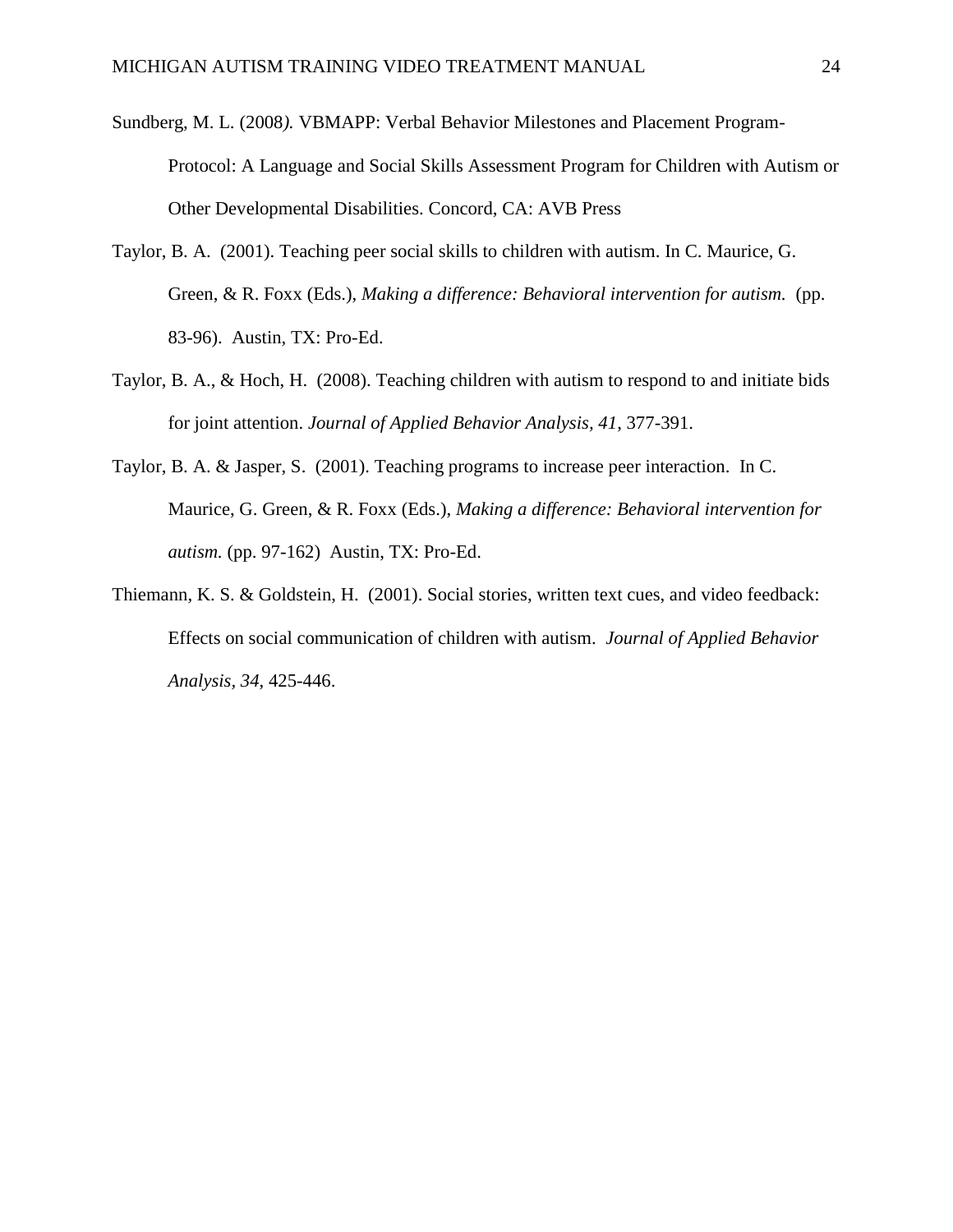Sundberg, M. L. (2008*).* VBMAPP: Verbal Behavior Milestones and Placement Program-Protocol: A Language and Social Skills Assessment Program for Children with Autism or Other Developmental Disabilities. Concord, CA: AVB Press

Taylor, B. A. (2001). Teaching peer social skills to children with autism. In C. Maurice, G. Green, & R. Foxx (Eds.), *Making a difference: Behavioral intervention for autism.* (pp. 83-96). Austin, TX: Pro-Ed.

Taylor, B. A., & Hoch, H. (2008). Teaching children with autism to respond to and initiate bids for joint attention. *Journal of Applied Behavior Analysis, 41*, 377-391.

Taylor, B. A. & Jasper, S. (2001). Teaching programs to increase peer interaction. In C. Maurice, G. Green, & R. Foxx (Eds.), *Making a difference: Behavioral intervention for autism.* (pp. 97-162) Austin, TX: Pro-Ed.

Thiemann, K. S. & Goldstein, H. (2001). Social stories, written text cues, and video feedback: Effects on social communication of children with autism. *Journal of Applied Behavior Analysis, 34*, 425-446.